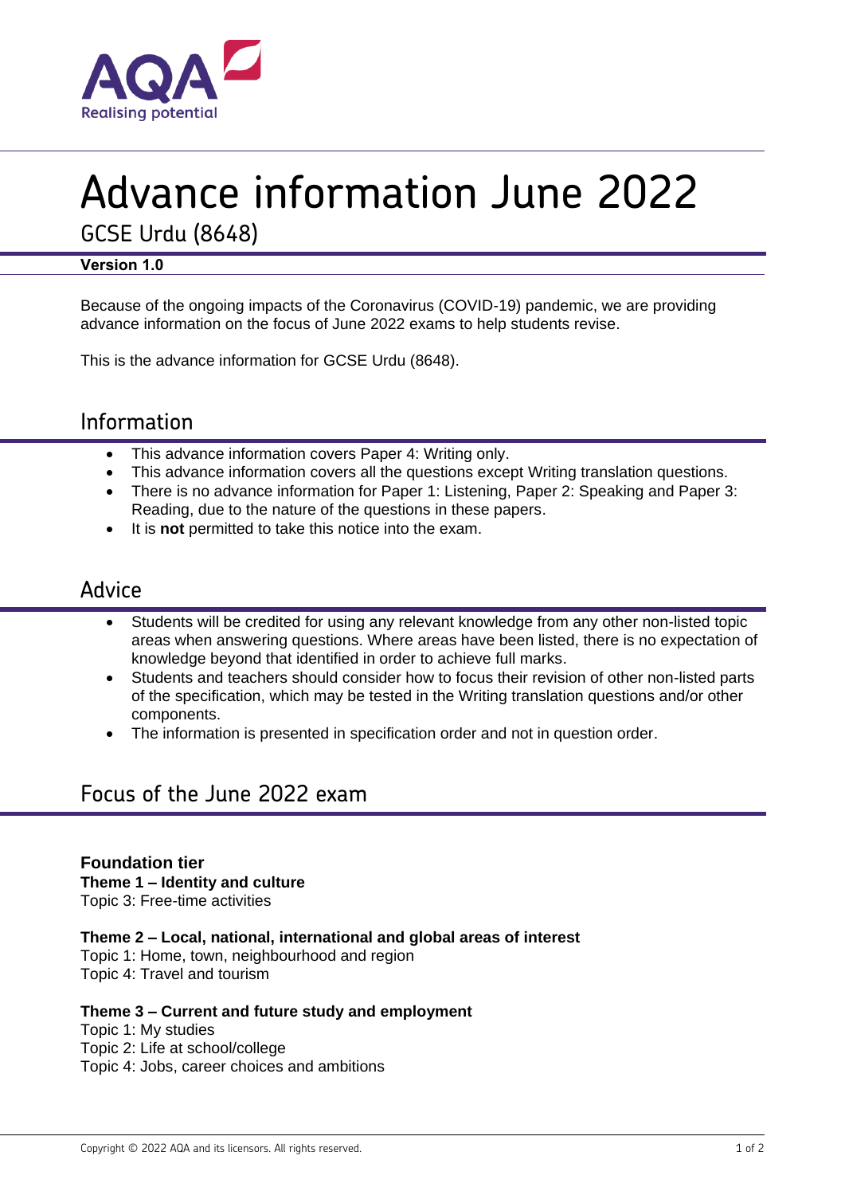# Advance information June 2022

## GCSE Urdu (8648)

**Version 1.0**

Because of the ongoing impacts of the Coronavirus (COVID-19) pandemic, we are providing advance information on the focus of June 2022 exams to help students revise.

This is the advance information for GCSE Urdu (8648).

## Information

- This advance information covers Paper 4: Writing only.
- This advance information covers all the questions except Writing translation questions.
- There is no advance information for Paper 1: Listening, Paper 2: Speaking and Paper 3: Reading, due to the nature of the questions in these papers.
- It is **not** permitted to take this notice into the exam.

## Advice

- Students will be credited for using any relevant knowledge from any other non-listed topic areas when answering questions. Where areas have been listed, there is no expectation of knowledge beyond that identified in order to achieve full marks.
- Students and teachers should consider how to focus their revision of other non-listed parts of the specification, which may be tested in the Writing translation questions and/or other components.
- The information is presented in specification order and not in question order.

## Focus of the June 2022 exam

**Foundation tier**

**Theme 1 – Identity and culture**

Topic 3: Free-time activities

**Theme 2 – Local, national, international and global areas of interest**

Topic 1: Home, town, neighbourhood and region

Topic 4: Travel and tourism

**Theme 3 – Current and future study and employment**

Topic 1: My studies

Topic 2: Life at school/college

Topic 4: Jobs, career choices and ambitions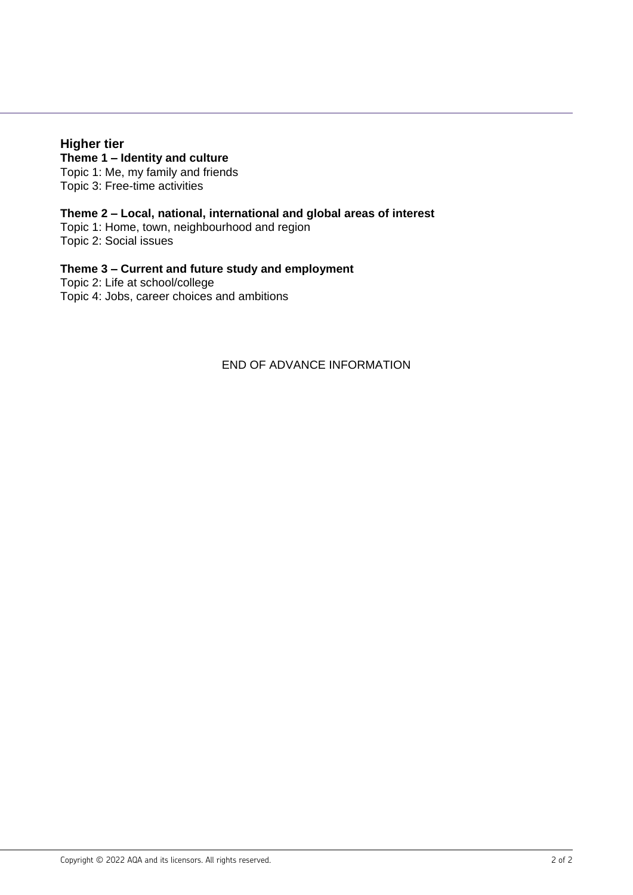## Higher tier

**Theme 1 – Identity and culture**

Topic 1: Me, my family and friends
Topic 3: Free-time activities

**Theme 2 – Local, national, international and global areas of interest**

Topic 1: Home, town, neighbourhood and region
Topic 2: Social issues

**Theme 3 – Current and future study and employment**

Topic 2: Life at school/college
Topic 4: Jobs, career choices and ambitions

END OF ADVANCE INFORMATION

Copyright © 2022 AQA and its licensors. All rights reserved.